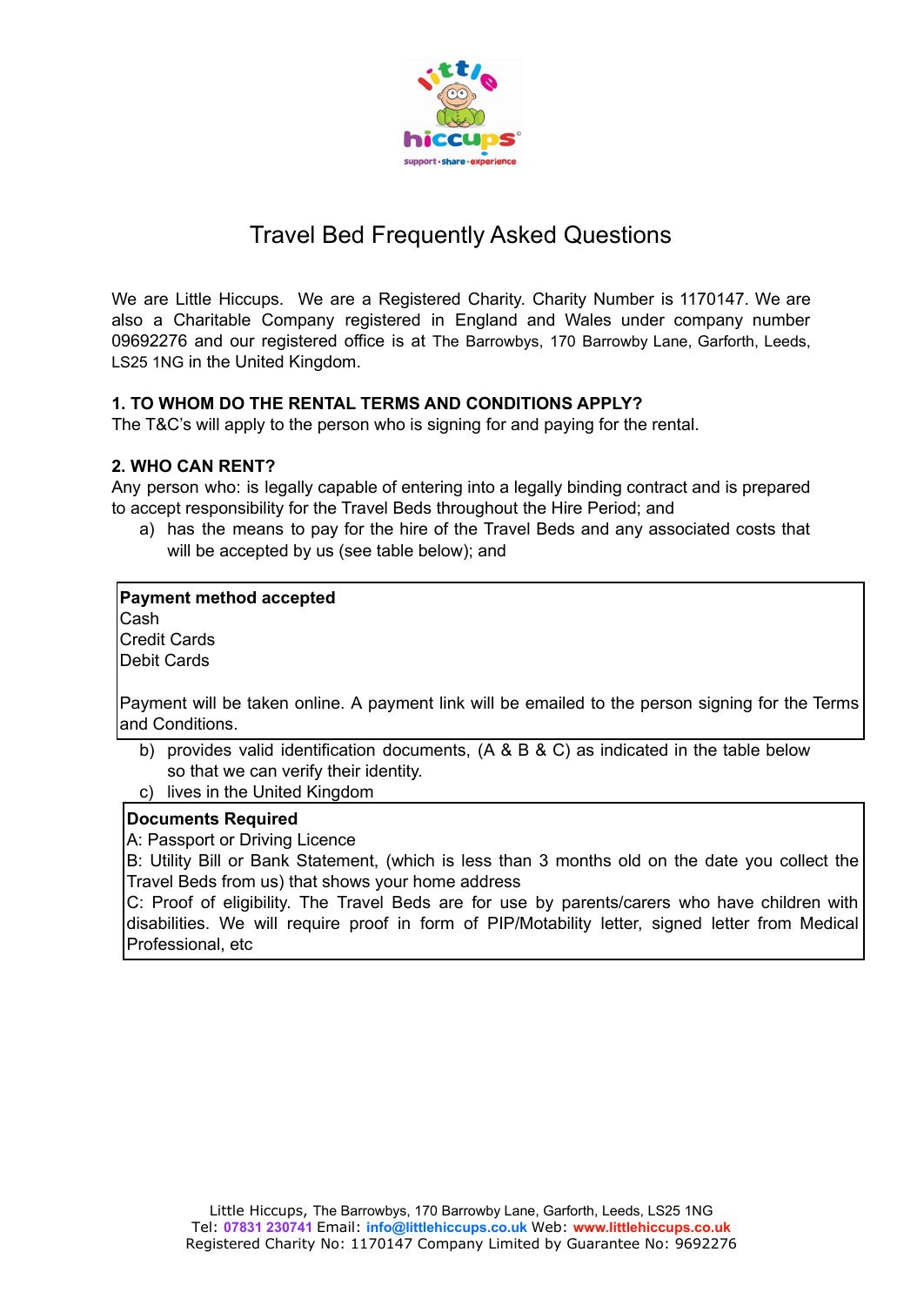# Travel Bed Frequently Asked Questions

We are Little Hiccups. We are a Registered Charity. Charity Number is 1170147. We are also a Charitable Company registered in England and Wales under company number 09692276 and our registered office is at The Barrowbys, 170 Barrowby Lane, Garforth, Leeds, LS25 1NG in the United Kingdom.

**1. TO WHOM DO THE RENTAL TERMS AND CONDITIONS APPLY?**

The T&C's will apply to the person who is signing for and paying for the rental.

**2. WHO CAN RENT?**

Any person who: is legally capable of entering into a legally binding contract and is prepared to accept responsibility for the Travel Beds throughout the Hire Period; and

a) has the means to pay for the hire of the Travel Beds and any associated costs that will be accepted by us (see table below); and

| **Payment method accepted** |
|---|
| Cash<br>Credit Cards<br>Debit Cards<br><br>Payment will be taken online. A payment link will be emailed to the person signing for the Terms and Conditions. |

b) provides valid identification documents, (A & B & C) as indicated in the table below so that we can verify their identity.

c) lives in the United Kingdom

| **Documents Required** |
|---|
| A: Passport or Driving Licence<br>B: Utility Bill or Bank Statement, (which is less than 3 months old on the date you collect the Travel Beds from us) that shows your home address<br>C: Proof of eligibility. The Travel Beds are for use by parents/carers who have children with disabilities. We will require proof in form of PIP/Motability letter, signed letter from Medical Professional, etc |

Little Hiccups, The Barrowbys, 170 Barrowby Lane, Garforth, Leeds, LS25 1NG
Tel: 07831 230741 Email: info@littlehiccups.co.uk Web: www.littlehiccups.co.uk
Registered Charity No: 1170147 Company Limited by Guarantee No: 9692276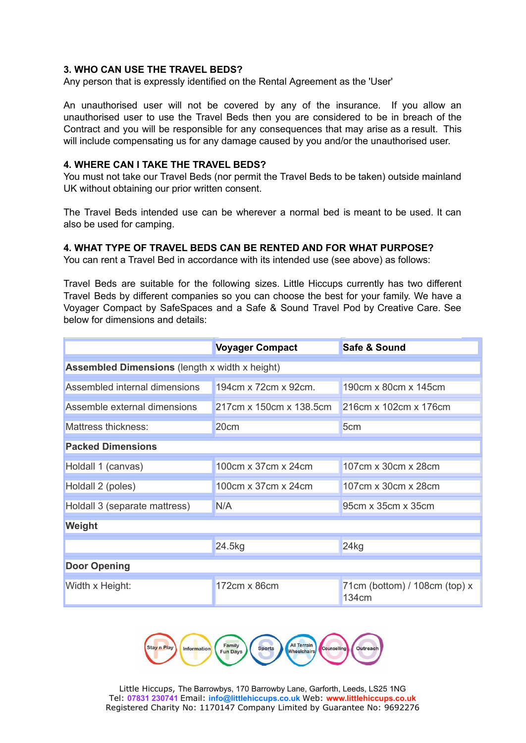### 3. WHO CAN USE THE TRAVEL BEDS?

Any person that is expressly identified on the Rental Agreement as the 'User'

An unauthorised user will not be covered by any of the insurance. If you allow an unauthorised user to use the Travel Beds then you are considered to be in breach of the Contract and you will be responsible for any consequences that may arise as a result. This will include compensating us for any damage caused by you and/or the unauthorised user.

### 4. WHERE CAN I TAKE THE TRAVEL BEDS?

You must not take our Travel Beds (nor permit the Travel Beds to be taken) outside mainland UK without obtaining our prior written consent.

The Travel Beds intended use can be wherever a normal bed is meant to be used. It can also be used for camping.

### 4. WHAT TYPE OF TRAVEL BEDS CAN BE RENTED AND FOR WHAT PURPOSE?

You can rent a Travel Bed in accordance with its intended use (see above) as follows:

Travel Beds are suitable for the following sizes. Little Hiccups currently has two different Travel Beds by different companies so you can choose the best for your family. We have a Voyager Compact by SafeSpaces and a Safe & Sound Travel Pod by Creative Care. See below for dimensions and details:

| | **Voyager Compact** | **Safe & Sound** |
|---|---|---|
| **Assembled Dimensions** (length x width x height) | | |
| Assembled internal dimensions | 194cm x 72cm x 92cm. | 190cm x 80cm x 145cm |
| Assemble external dimensions | 217cm x 150cm x 138.5cm | 216cm x 102cm x 176cm |
| Mattress thickness: | 20cm | 5cm |
| **Packed Dimensions** | | |
| Holdall 1 (canvas) | 100cm x 37cm x 24cm | 107cm x 30cm x 28cm |
| Holdall 2 (poles) | 100cm x 37cm x 24cm | 107cm x 30cm x 28cm |
| Holdall 3 (separate mattress) | N/A | 95cm x 35cm x 35cm |
| **Weight** | | |
| | 24.5kg | 24kg |
| **Door Opening** | | |
| Width x Height: | 172cm x 86cm | 71cm (bottom) / 108cm (top) x 134cm |

Stay n Play · Information · Family Fun Days · Sports · All Terrain Wheelchairs · Counselling · Outreach

Little Hiccups, The Barrowbys, 170 Barrowby Lane, Garforth, Leeds, LS25 1NG
Tel: 07831 230741 Email: info@littlehiccups.co.uk Web: www.littlehiccups.co.uk
Registered Charity No: 1170147 Company Limited by Guarantee No: 9692276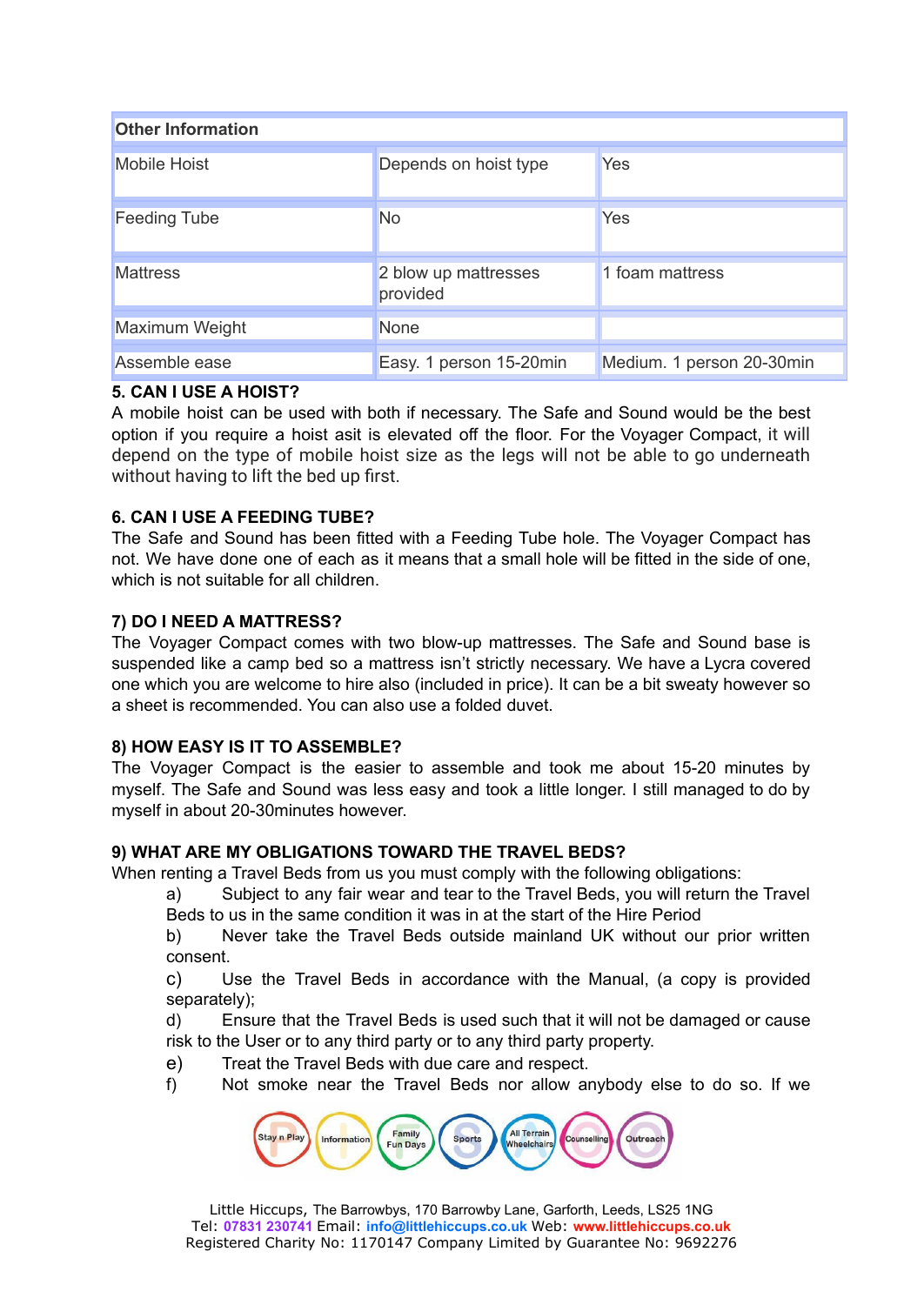| Other Information | | |
|---|---|---|
| Mobile Hoist | Depends on hoist type | Yes |
| Feeding Tube | No | Yes |
| Mattress | 2 blow up mattresses provided | 1 foam mattress |
| Maximum Weight | None | |
| Assemble ease | Easy. 1 person 15-20min | Medium. 1 person 20-30min |

**5. CAN I USE A HOIST?**

A mobile hoist can be used with both if necessary. The Safe and Sound would be the best option if you require a hoist asit is elevated off the floor. For the Voyager Compact, it will depend on the type of mobile hoist size as the legs will not be able to go underneath without having to lift the bed up first.

**6. CAN I USE A FEEDING TUBE?**

The Safe and Sound has been fitted with a Feeding Tube hole. The Voyager Compact has not. We have done one of each as it means that a small hole will be fitted in the side of one, which is not suitable for all children.

**7) DO I NEED A MATTRESS?**

The Voyager Compact comes with two blow-up mattresses. The Safe and Sound base is suspended like a camp bed so a mattress isn't strictly necessary. We have a Lycra covered one which you are welcome to hire also (included in price). It can be a bit sweaty however so a sheet is recommended. You can also use a folded duvet.

**8) HOW EASY IS IT TO ASSEMBLE?**

The Voyager Compact is the easier to assemble and took me about 15-20 minutes by myself. The Safe and Sound was less easy and took a little longer. I still managed to do by myself in about 20-30minutes however.

**9) WHAT ARE MY OBLIGATIONS TOWARD THE TRAVEL BEDS?**

When renting a Travel Beds from us you must comply with the following obligations:

a) Subject to any fair wear and tear to the Travel Beds, you will return the Travel Beds to us in the same condition it was in at the start of the Hire Period

b) Never take the Travel Beds outside mainland UK without our prior written consent.

c) Use the Travel Beds in accordance with the Manual, (a copy is provided separately);

d) Ensure that the Travel Beds is used such that it will not be damaged or cause risk to the User or to any third party or to any third party property.

e) Treat the Travel Beds with due care and respect.

f) Not smoke near the Travel Beds nor allow anybody else to do so. If we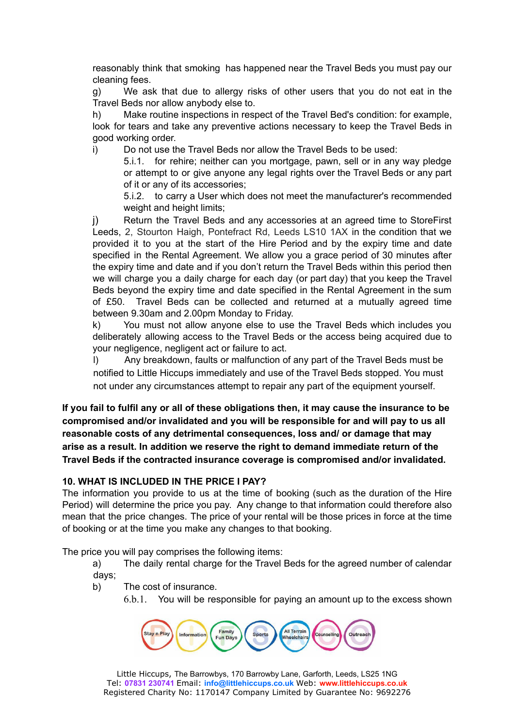reasonably think that smoking has happened near the Travel Beds you must pay our cleaning fees.

g) We ask that due to allergy risks of other users that you do not eat in the Travel Beds nor allow anybody else to.

h) Make routine inspections in respect of the Travel Bed's condition: for example, look for tears and take any preventive actions necessary to keep the Travel Beds in good working order.

i) Do not use the Travel Beds nor allow the Travel Beds to be used:

5.i.1. for rehire; neither can you mortgage, pawn, sell or in any way pledge or attempt to or give anyone any legal rights over the Travel Beds or any part of it or any of its accessories;

5.i.2. to carry a User which does not meet the manufacturer's recommended weight and height limits;

j) Return the Travel Beds and any accessories at an agreed time to StoreFirst Leeds, 2, Stourton Haigh, Pontefract Rd, Leeds LS10 1AX in the condition that we provided it to you at the start of the Hire Period and by the expiry time and date specified in the Rental Agreement. We allow you a grace period of 30 minutes after the expiry time and date and if you don't return the Travel Beds within this period then we will charge you a daily charge for each day (or part day) that you keep the Travel Beds beyond the expiry time and date specified in the Rental Agreement in the sum of £50. Travel Beds can be collected and returned at a mutually agreed time between 9.30am and 2.00pm Monday to Friday.

k) You must not allow anyone else to use the Travel Beds which includes you deliberately allowing access to the Travel Beds or the access being acquired due to your negligence, negligent act or failure to act.

l) Any breakdown, faults or malfunction of any part of the Travel Beds must be notified to Little Hiccups immediately and use of the Travel Beds stopped. You must not under any circumstances attempt to repair any part of the equipment yourself.

**If you fail to fulfil any or all of these obligations then, it may cause the insurance to be compromised and/or invalidated and you will be responsible for and will pay to us all reasonable costs of any detrimental consequences, loss and/ or damage that may arise as a result. In addition we reserve the right to demand immediate return of the Travel Beds if the contracted insurance coverage is compromised and/or invalidated.**

## 10. WHAT IS INCLUDED IN THE PRICE I PAY?

The information you provide to us at the time of booking (such as the duration of the Hire Period) will determine the price you pay. Any change to that information could therefore also mean that the price changes. The price of your rental will be those prices in force at the time of booking or at the time you make any changes to that booking.

The price you will pay comprises the following items:

a) The daily rental charge for the Travel Beds for the agreed number of calendar days;

b) The cost of insurance.

6.b.1. You will be responsible for paying an amount up to the excess shown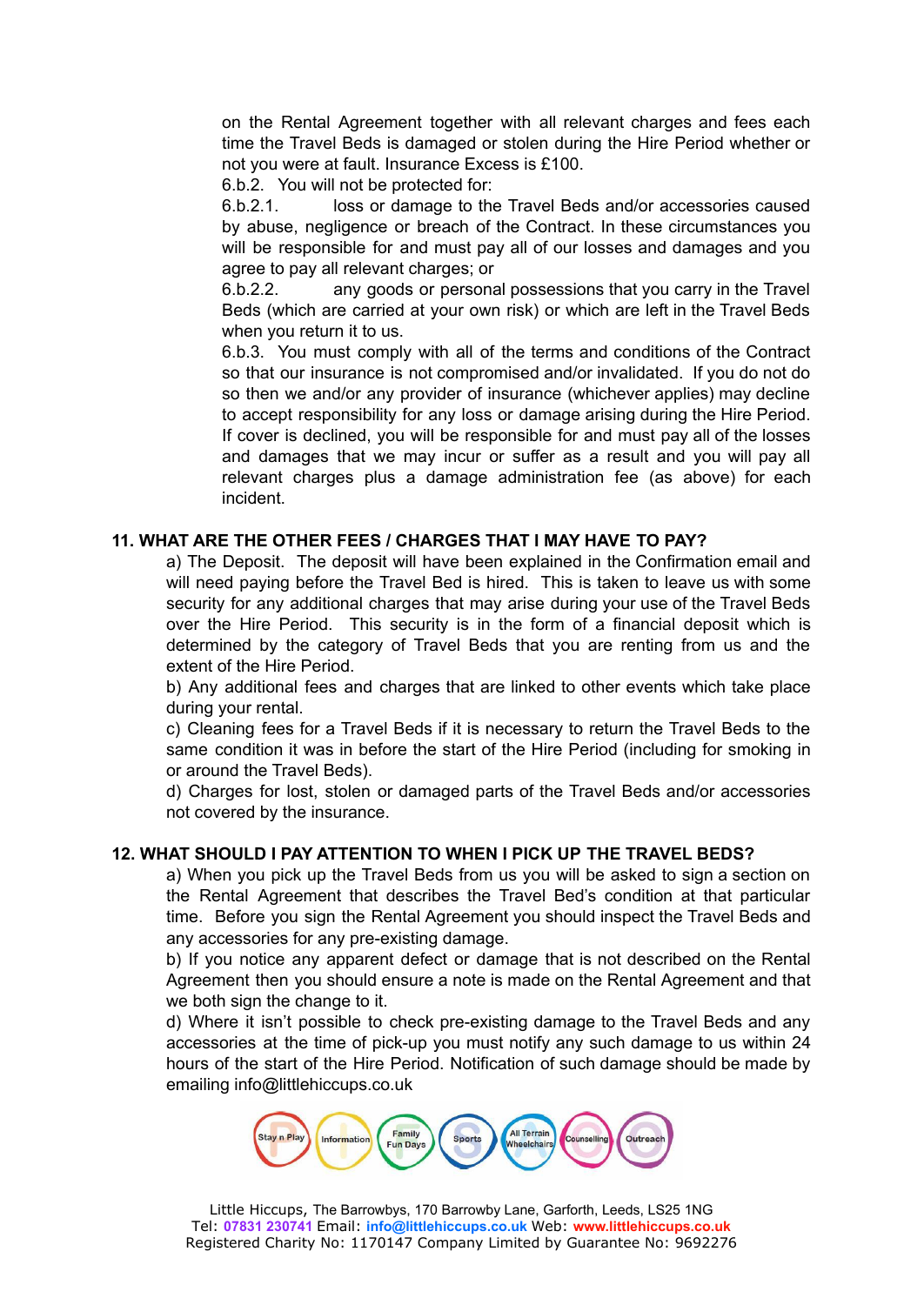on the Rental Agreement together with all relevant charges and fees each time the Travel Beds is damaged or stolen during the Hire Period whether or not you were at fault. Insurance Excess is £100.

6.b.2. You will not be protected for:

6.b.2.1. loss or damage to the Travel Beds and/or accessories caused by abuse, negligence or breach of the Contract. In these circumstances you will be responsible for and must pay all of our losses and damages and you agree to pay all relevant charges; or

6.b.2.2. any goods or personal possessions that you carry in the Travel Beds (which are carried at your own risk) or which are left in the Travel Beds when you return it to us.

6.b.3. You must comply with all of the terms and conditions of the Contract so that our insurance is not compromised and/or invalidated. If you do not do so then we and/or any provider of insurance (whichever applies) may decline to accept responsibility for any loss or damage arising during the Hire Period. If cover is declined, you will be responsible for and must pay all of the losses and damages that we may incur or suffer as a result and you will pay all relevant charges plus a damage administration fee (as above) for each incident.

## 11. WHAT ARE THE OTHER FEES / CHARGES THAT I MAY HAVE TO PAY?

a) The Deposit. The deposit will have been explained in the Confirmation email and will need paying before the Travel Bed is hired. This is taken to leave us with some security for any additional charges that may arise during your use of the Travel Beds over the Hire Period. This security is in the form of a financial deposit which is determined by the category of Travel Beds that you are renting from us and the extent of the Hire Period.

b) Any additional fees and charges that are linked to other events which take place during your rental.

c) Cleaning fees for a Travel Beds if it is necessary to return the Travel Beds to the same condition it was in before the start of the Hire Period (including for smoking in or around the Travel Beds).

d) Charges for lost, stolen or damaged parts of the Travel Beds and/or accessories not covered by the insurance.

## 12. WHAT SHOULD I PAY ATTENTION TO WHEN I PICK UP THE TRAVEL BEDS?

a) When you pick up the Travel Beds from us you will be asked to sign a section on the Rental Agreement that describes the Travel Bed's condition at that particular time. Before you sign the Rental Agreement you should inspect the Travel Beds and any accessories for any pre-existing damage.

b) If you notice any apparent defect or damage that is not described on the Rental Agreement then you should ensure a note is made on the Rental Agreement and that we both sign the change to it.

d) Where it isn't possible to check pre-existing damage to the Travel Beds and any accessories at the time of pick-up you must notify any such damage to us within 24 hours of the start of the Hire Period. Notification of such damage should be made by emailing info@littlehiccups.co.uk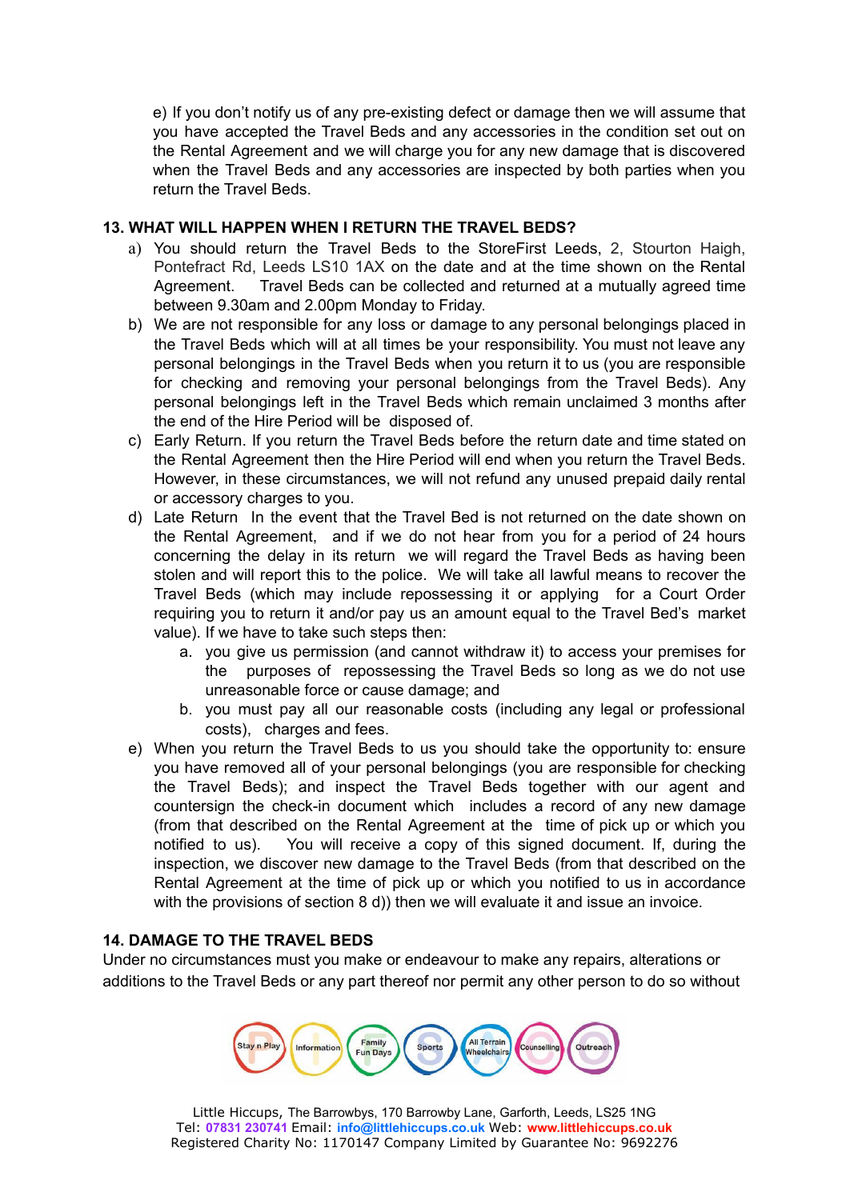e) If you don't notify us of any pre-existing defect or damage then we will assume that you have accepted the Travel Beds and any accessories in the condition set out on the Rental Agreement and we will charge you for any new damage that is discovered when the Travel Beds and any accessories are inspected by both parties when you return the Travel Beds.

## 13. WHAT WILL HAPPEN WHEN I RETURN THE TRAVEL BEDS?

a) You should return the Travel Beds to the StoreFirst Leeds, 2, Stourton Haigh, Pontefract Rd, Leeds LS10 1AX on the date and at the time shown on the Rental Agreement. Travel Beds can be collected and returned at a mutually agreed time between 9.30am and 2.00pm Monday to Friday.

b) We are not responsible for any loss or damage to any personal belongings placed in the Travel Beds which will at all times be your responsibility. You must not leave any personal belongings in the Travel Beds when you return it to us (you are responsible for checking and removing your personal belongings from the Travel Beds). Any personal belongings left in the Travel Beds which remain unclaimed 3 months after the end of the Hire Period will be disposed of.

c) Early Return. If you return the Travel Beds before the return date and time stated on the Rental Agreement then the Hire Period will end when you return the Travel Beds. However, in these circumstances, we will not refund any unused prepaid daily rental or accessory charges to you.

d) Late Return In the event that the Travel Bed is not returned on the date shown on the Rental Agreement, and if we do not hear from you for a period of 24 hours concerning the delay in its return we will regard the Travel Beds as having been stolen and will report this to the police. We will take all lawful means to recover the Travel Beds (which may include repossessing it or applying for a Court Order requiring you to return it and/or pay us an amount equal to the Travel Bed's market value). If we have to take such steps then:

    a. you give us permission (and cannot withdraw it) to access your premises for the purposes of repossessing the Travel Beds so long as we do not use unreasonable force or cause damage; and

    b. you must pay all our reasonable costs (including any legal or professional costs), charges and fees.

e) When you return the Travel Beds to us you should take the opportunity to: ensure you have removed all of your personal belongings (you are responsible for checking the Travel Beds); and inspect the Travel Beds together with our agent and countersign the check-in document which includes a record of any new damage (from that described on the Rental Agreement at the time of pick up or which you notified to us). You will receive a copy of this signed document. If, during the inspection, we discover new damage to the Travel Beds (from that described on the Rental Agreement at the time of pick up or which you notified to us in accordance with the provisions of section 8 d)) then we will evaluate it and issue an invoice.

## 14. DAMAGE TO THE TRAVEL BEDS

Under no circumstances must you make or endeavour to make any repairs, alterations or additions to the Travel Beds or any part thereof nor permit any other person to do so without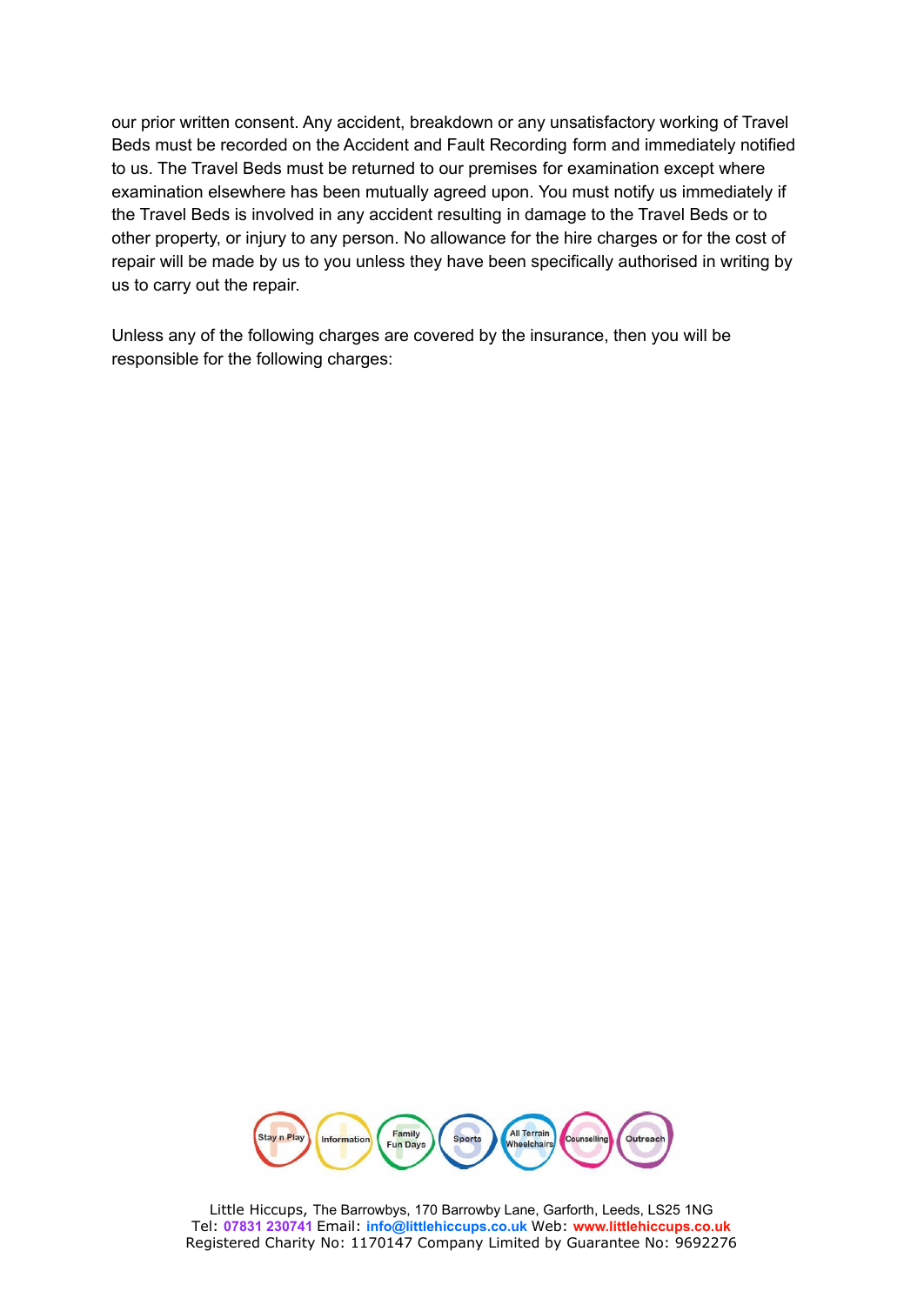our prior written consent. Any accident, breakdown or any unsatisfactory working of Travel Beds must be recorded on the Accident and Fault Recording form and immediately notified to us. The Travel Beds must be returned to our premises for examination except where examination elsewhere has been mutually agreed upon. You must notify us immediately if the Travel Beds is involved in any accident resulting in damage to the Travel Beds or to other property, or injury to any person. No allowance for the hire charges or for the cost of repair will be made by us to you unless they have been specifically authorised in writing by us to carry out the repair.

Unless any of the following charges are covered by the insurance, then you will be responsible for the following charges: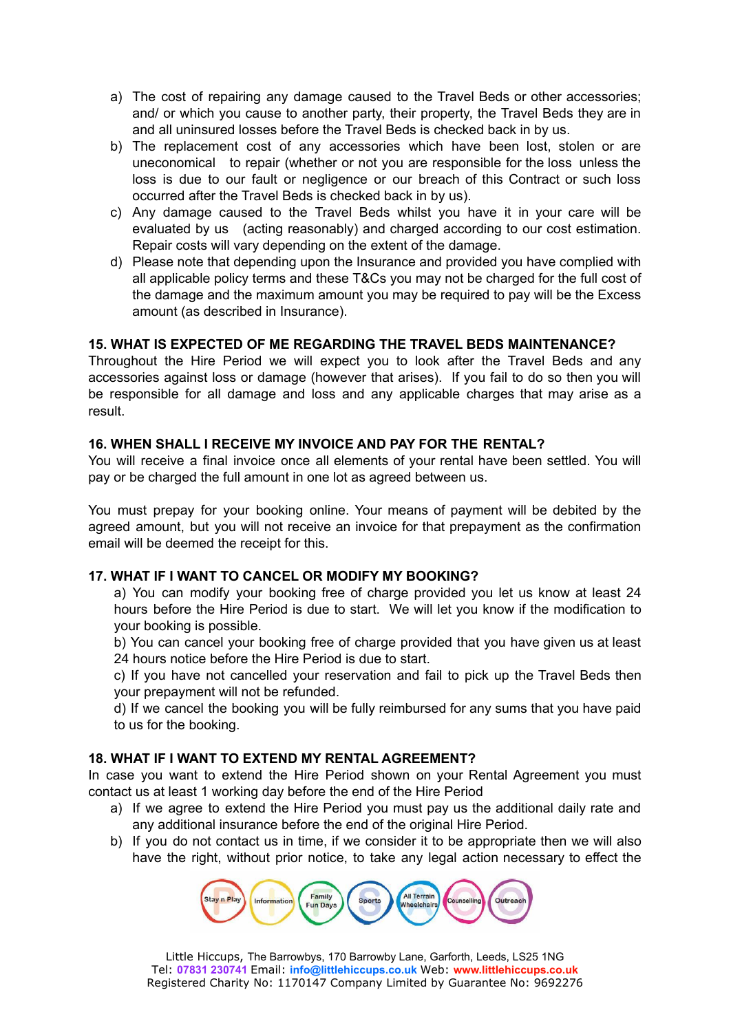a) The cost of repairing any damage caused to the Travel Beds or other accessories; and/ or which you cause to another party, their property, the Travel Beds they are in and all uninsured losses before the Travel Beds is checked back in by us.
b) The replacement cost of any accessories which have been lost, stolen or are uneconomical to repair (whether or not you are responsible for the loss unless the loss is due to our fault or negligence or our breach of this Contract or such loss occurred after the Travel Beds is checked back in by us).
c) Any damage caused to the Travel Beds whilst you have it in your care will be evaluated by us (acting reasonably) and charged according to our cost estimation. Repair costs will vary depending on the extent of the damage.
d) Please note that depending upon the Insurance and provided you have complied with all applicable policy terms and these T&Cs you may not be charged for the full cost of the damage and the maximum amount you may be required to pay will be the Excess amount (as described in Insurance).

## 15. WHAT IS EXPECTED OF ME REGARDING THE TRAVEL BEDS MAINTENANCE?

Throughout the Hire Period we will expect you to look after the Travel Beds and any accessories against loss or damage (however that arises). If you fail to do so then you will be responsible for all damage and loss and any applicable charges that may arise as a result.

## 16. WHEN SHALL I RECEIVE MY INVOICE AND PAY FOR THE RENTAL?

You will receive a final invoice once all elements of your rental have been settled. You will pay or be charged the full amount in one lot as agreed between us.

You must prepay for your booking online. Your means of payment will be debited by the agreed amount, but you will not receive an invoice for that prepayment as the confirmation email will be deemed the receipt for this.

## 17. WHAT IF I WANT TO CANCEL OR MODIFY MY BOOKING?

a) You can modify your booking free of charge provided you let us know at least 24 hours before the Hire Period is due to start. We will let you know if the modification to your booking is possible.
b) You can cancel your booking free of charge provided that you have given us at least 24 hours notice before the Hire Period is due to start.
c) If you have not cancelled your reservation and fail to pick up the Travel Beds then your prepayment will not be refunded.
d) If we cancel the booking you will be fully reimbursed for any sums that you have paid to us for the booking.

## 18. WHAT IF I WANT TO EXTEND MY RENTAL AGREEMENT?

In case you want to extend the Hire Period shown on your Rental Agreement you must contact us at least 1 working day before the end of the Hire Period

a) If we agree to extend the Hire Period you must pay us the additional daily rate and any additional insurance before the end of the original Hire Period.
b) If you do not contact us in time, if we consider it to be appropriate then we will also have the right, without prior notice, to take any legal action necessary to effect the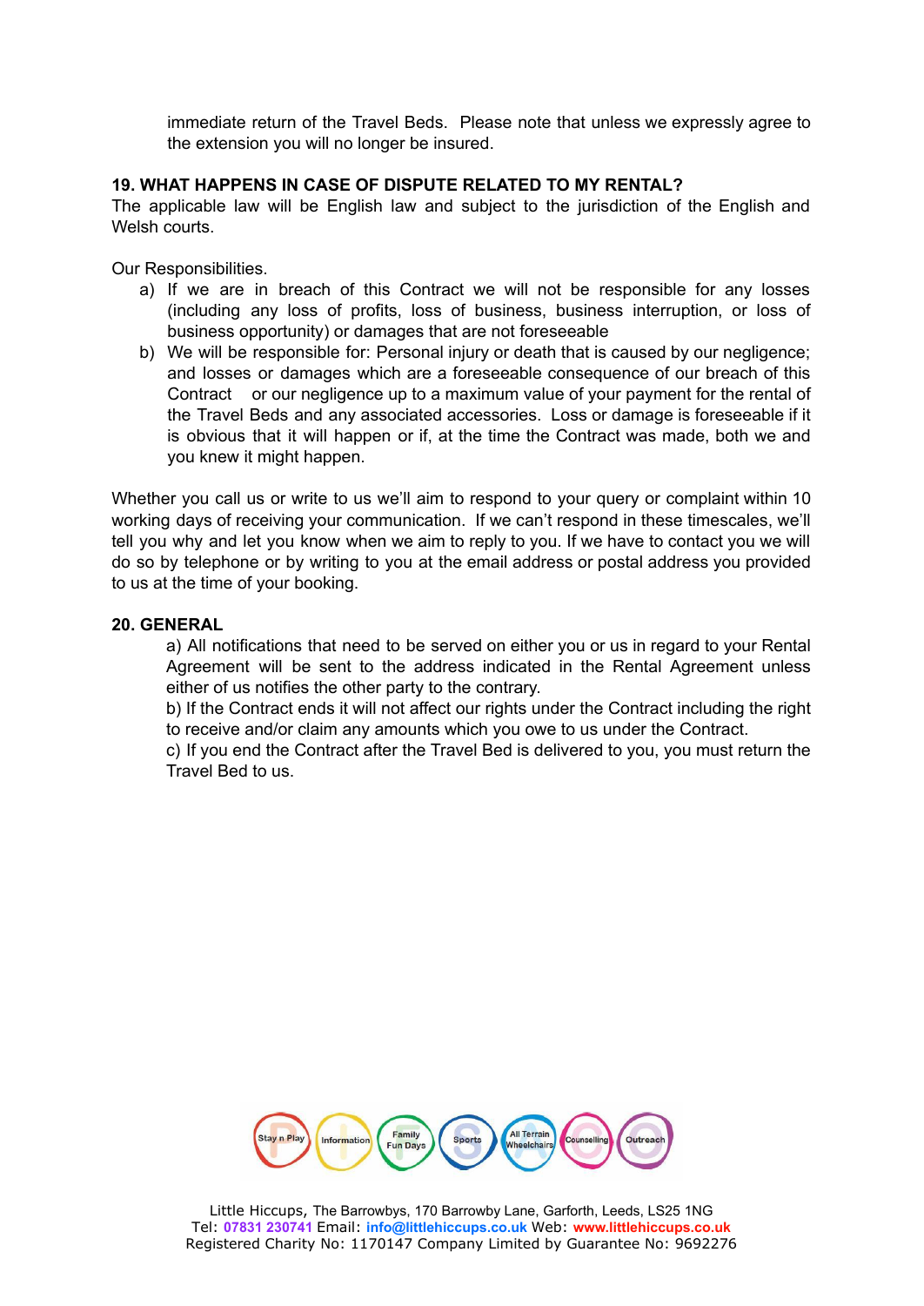immediate return of the Travel Beds. Please note that unless we expressly agree to the extension you will no longer be insured.

**19. WHAT HAPPENS IN CASE OF DISPUTE RELATED TO MY RENTAL?**

The applicable law will be English law and subject to the jurisdiction of the English and Welsh courts.

Our Responsibilities.

a) If we are in breach of this Contract we will not be responsible for any losses (including any loss of profits, loss of business, business interruption, or loss of business opportunity) or damages that are not foreseeable
b) We will be responsible for: Personal injury or death that is caused by our negligence; and losses or damages which are a foreseeable consequence of our breach of this Contract or our negligence up to a maximum value of your payment for the rental of the Travel Beds and any associated accessories. Loss or damage is foreseeable if it is obvious that it will happen or if, at the time the Contract was made, both we and you knew it might happen.

Whether you call us or write to us we'll aim to respond to your query or complaint within 10 working days of receiving your communication. If we can't respond in these timescales, we'll tell you why and let you know when we aim to reply to you. If we have to contact you we will do so by telephone or by writing to you at the email address or postal address you provided to us at the time of your booking.

**20. GENERAL**

a) All notifications that need to be served on either you or us in regard to your Rental Agreement will be sent to the address indicated in the Rental Agreement unless either of us notifies the other party to the contrary.
b) If the Contract ends it will not affect our rights under the Contract including the right to receive and/or claim any amounts which you owe to us under the Contract.
c) If you end the Contract after the Travel Bed is delivered to you, you must return the Travel Bed to us.